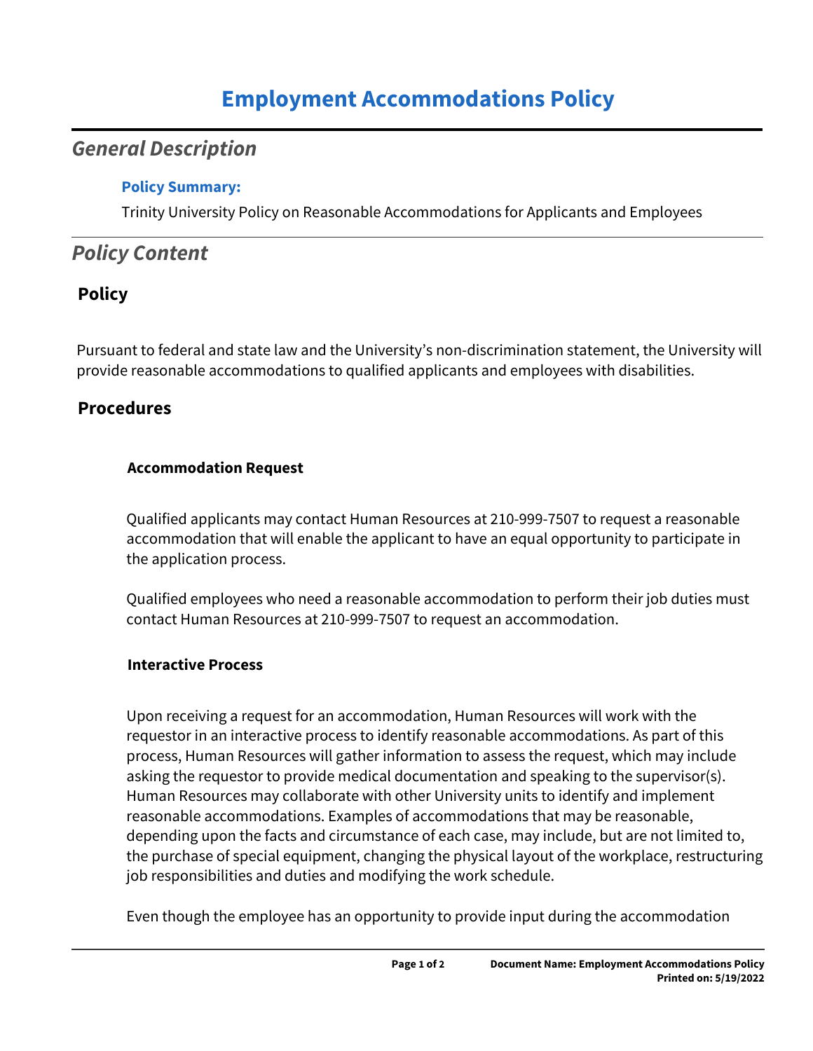# Employment Accommodations Policy

## *General Description*

### Policy Summary:

Trinity University Policy on Reasonable Accommodations for Applicants and Employees

## *Policy Content*

### Policy

Pursuant to federal and state law and the University's non-discrimination statement, the University will provide reasonable accommodations to qualified applicants and employees with disabilities.

### Procedures

#### Accommodation Request

Qualified applicants may contact Human Resources at 210-999-7507 to request a reasonable accommodation that will enable the applicant to have an equal opportunity to participate in the application process.

Qualified employees who need a reasonable accommodation to perform their job duties must contact Human Resources at 210-999-7507 to request an accommodation.

#### Interactive Process

Upon receiving a request for an accommodation, Human Resources will work with the requestor in an interactive process to identify reasonable accommodations. As part of this process, Human Resources will gather information to assess the request, which may include asking the requestor to provide medical documentation and speaking to the supervisor(s). Human Resources may collaborate with other University units to identify and implement reasonable accommodations. Examples of accommodations that may be reasonable, depending upon the facts and circumstance of each case, may include, but are not limited to, the purchase of special equipment, changing the physical layout of the workplace, restructuring job responsibilities and duties and modifying the work schedule.

Even though the employee has an opportunity to provide input during the accommodation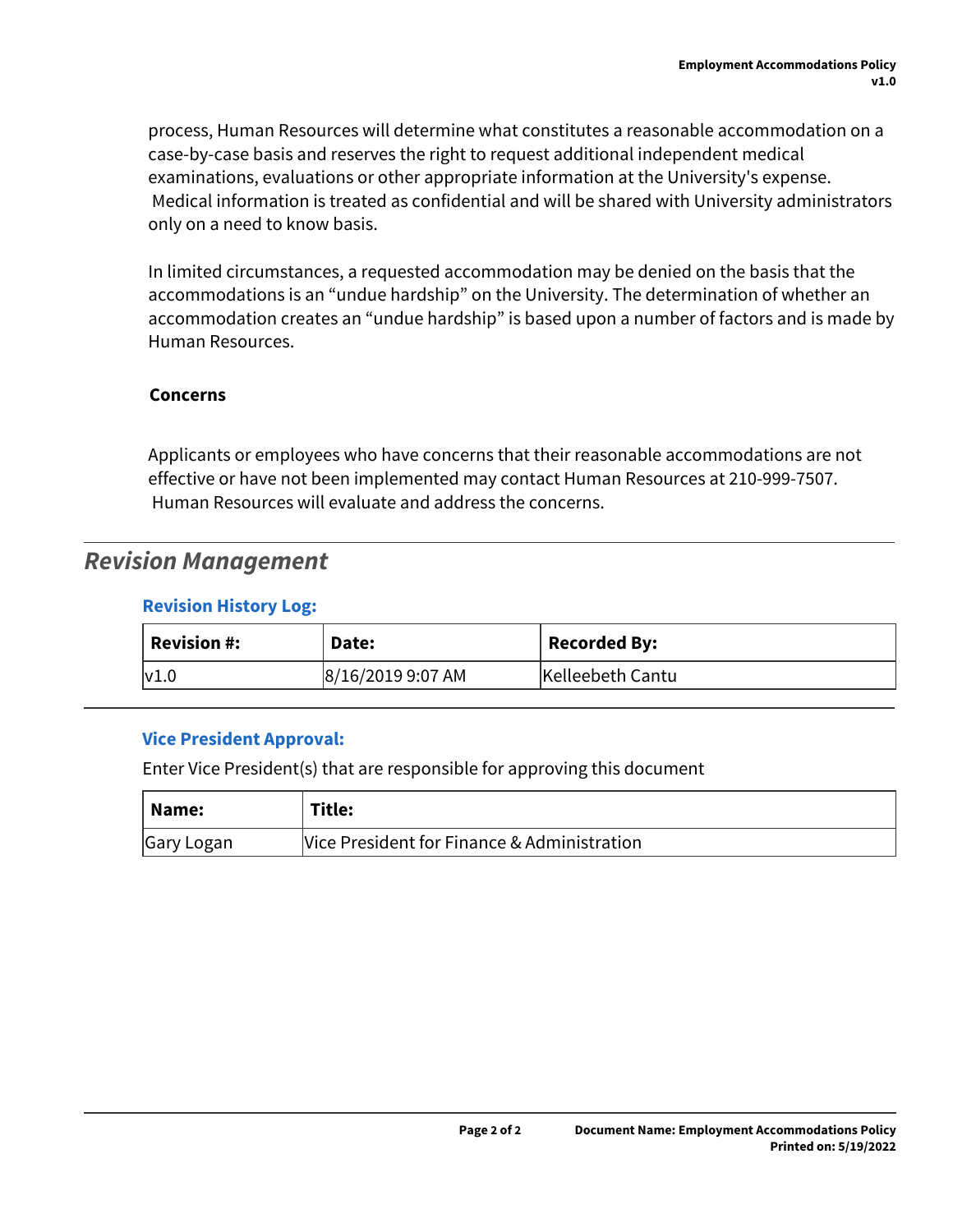process, Human Resources will determine what constitutes a reasonable accommodation on a case-by-case basis and reserves the right to request additional independent medical examinations, evaluations or other appropriate information at the University's expense. Medical information is treated as confidential and will be shared with University administrators only on a need to know basis.

In limited circumstances, a requested accommodation may be denied on the basis that the accommodations is an "undue hardship" on the University. The determination of whether an accommodation creates an "undue hardship" is based upon a number of factors and is made by Human Resources.

**Concerns**

Applicants or employees who have concerns that their reasonable accommodations are not effective or have not been implemented may contact Human Resources at 210-999-7507. Human Resources will evaluate and address the concerns.

## *Revision Management*

### Revision History Log:

| Revision #: | Date: | Recorded By: |
|---|---|---|
| v1.0 | 8/16/2019 9:07 AM | Kelleebeth Cantu |

### Vice President Approval:

Enter Vice President(s) that are responsible for approving this document

| Name: | Title: |
|---|---|
| Gary Logan | Vice President for Finance & Administration |